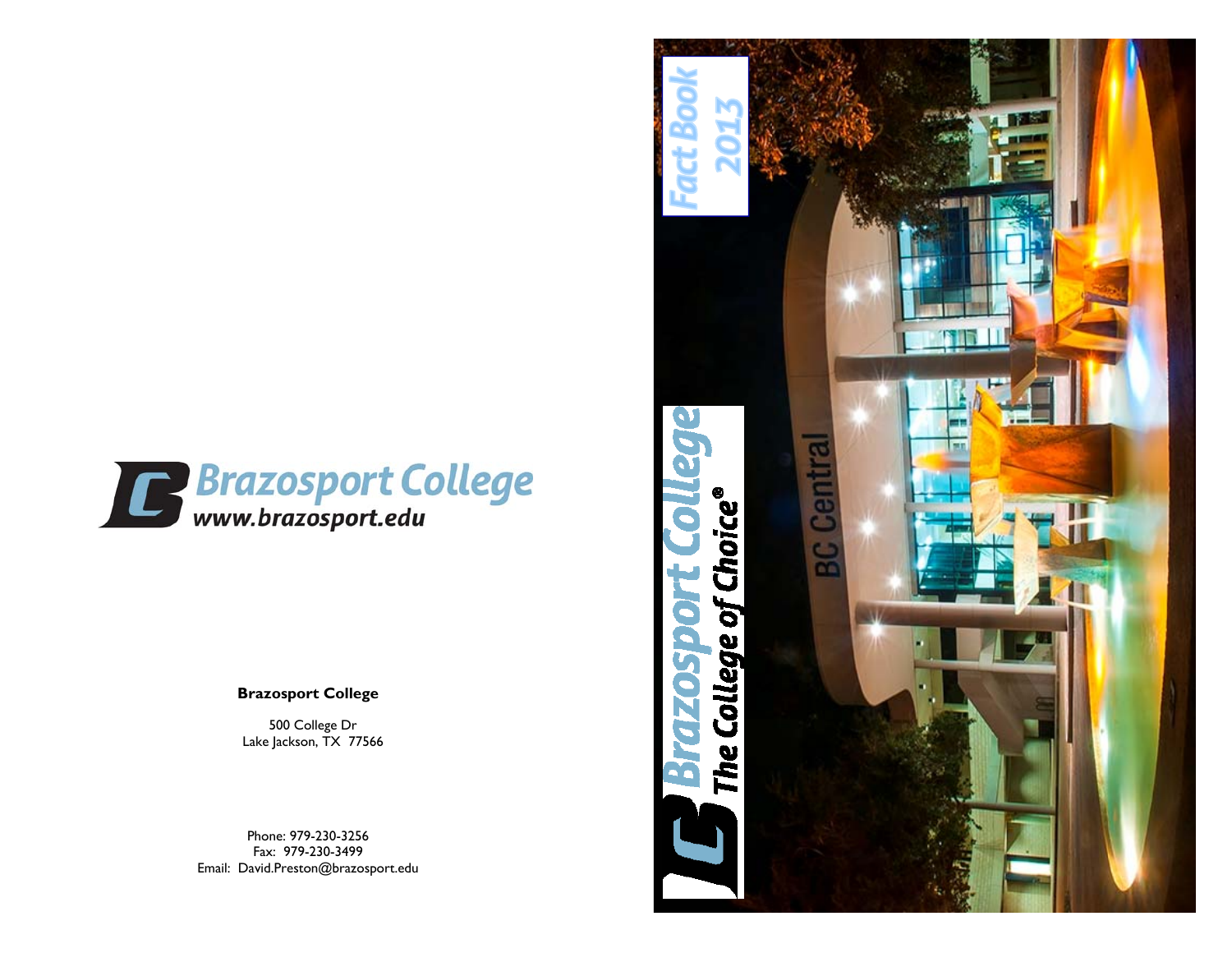# Fact Book 2013

# Brazosport College

*The College of Choice®*

BC Central

Brazosport College
www.brazosport.edu

**Brazosport College**

500 College Dr
Lake Jackson, TX 77566

Phone: 979-230-3256
Fax: 979-230-3499
Email: David.Preston@brazosport.edu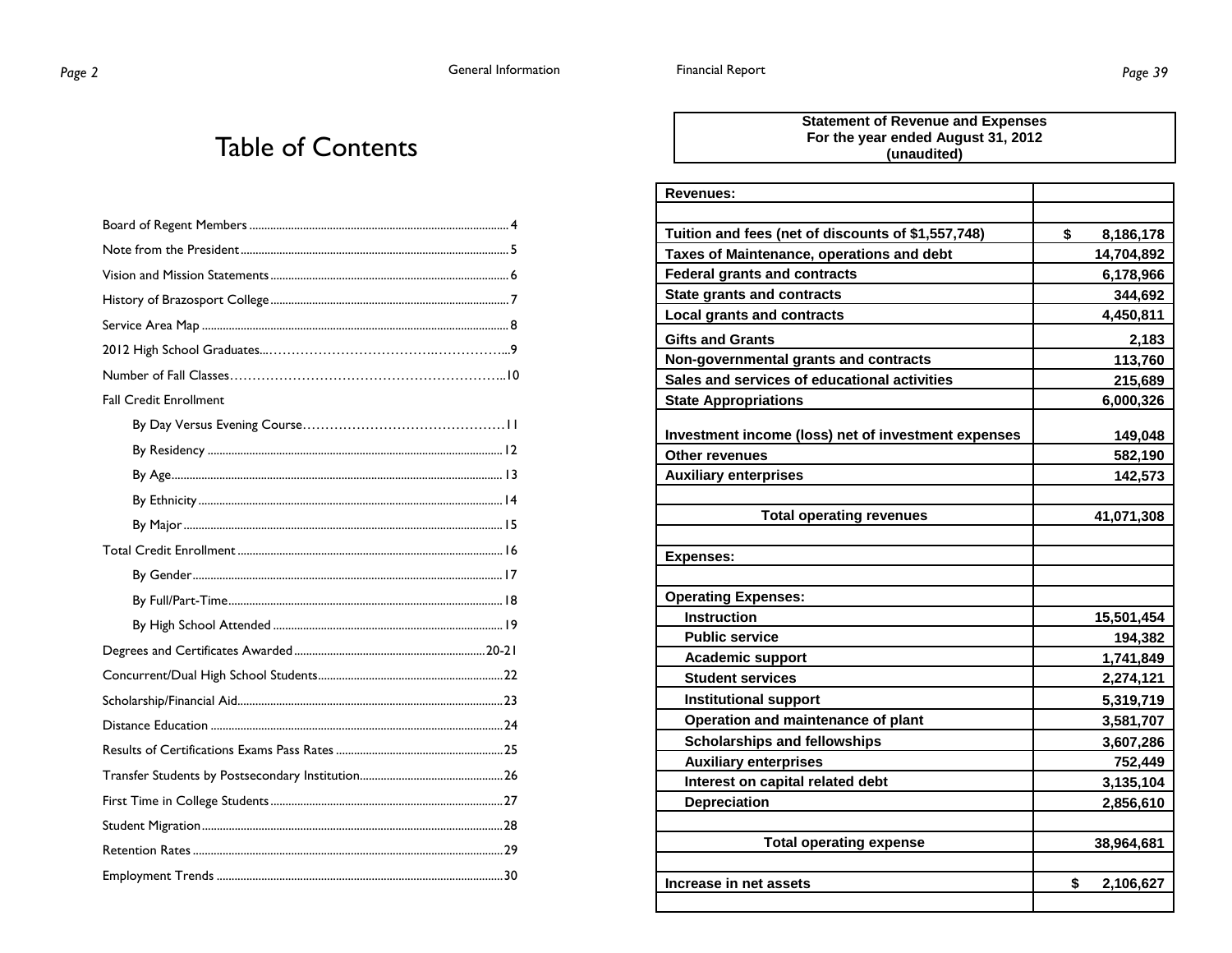# Table of Contents

- Board of Regent Members ... 4
- Note from the President ... 5
- Vision and Mission Statements ... 6
- History of Brazosport College ... 7
- Service Area Map ... 8
- 2012 High School Graduates ... 9
- Number of Fall Classes ... 10
- Fall Credit Enrollment
  - By Day Versus Evening Course ... 11
  - By Residency ... 12
  - By Age ... 13
  - By Ethnicity ... 14
  - By Major ... 15
- Total Credit Enrollment ... 16
  - By Gender ... 17
  - By Full/Part-Time ... 18
  - By High School Attended ... 19
- Degrees and Certificates Awarded ... 20-21
- Concurrent/Dual High School Students ... 22
- Scholarship/Financial Aid ... 23
- Distance Education ... 24
- Results of Certifications Exams Pass Rates ... 25
- Transfer Students by Postsecondary Institution ... 26
- First Time in College Students ... 27
- Student Migration ... 28
- Retention Rates ... 29
- Employment Trends ... 30

## Statement of Revenue and Expenses
**For the year ended August 31, 2012**
**(unaudited)**

| | |
|---|---|
| **Revenues:** | |
| Tuition and fees (net of discounts of $1,557,748) | $ 8,186,178 |
| Taxes of Maintenance, operations and debt | 14,704,892 |
| Federal grants and contracts | 6,178,966 |
| State grants and contracts | 344,692 |
| Local grants and contracts | 4,450,811 |
| Gifts and Grants | 2,183 |
| Non-governmental grants and contracts | 113,760 |
| Sales and services of educational activities | 215,689 |
| State Appropriations | 6,000,326 |
| Investment income (loss) net of investment expenses | 149,048 |
| Other revenues | 582,190 |
| Auxiliary enterprises | 142,573 |
| **Total operating revenues** | **41,071,308** |
| **Expenses:** | |
| **Operating Expenses:** | |
| Instruction | 15,501,454 |
| Public service | 194,382 |
| Academic support | 1,741,849 |
| Student services | 2,274,121 |
| Institutional support | 5,319,719 |
| Operation and maintenance of plant | 3,581,707 |
| Scholarships and fellowships | 3,607,286 |
| Auxiliary enterprises | 752,449 |
| Interest on capital related debt | 3,135,104 |
| Depreciation | 2,856,610 |
| **Total operating expense** | **38,964,681** |
| **Increase in net assets** | **$ 2,106,627** |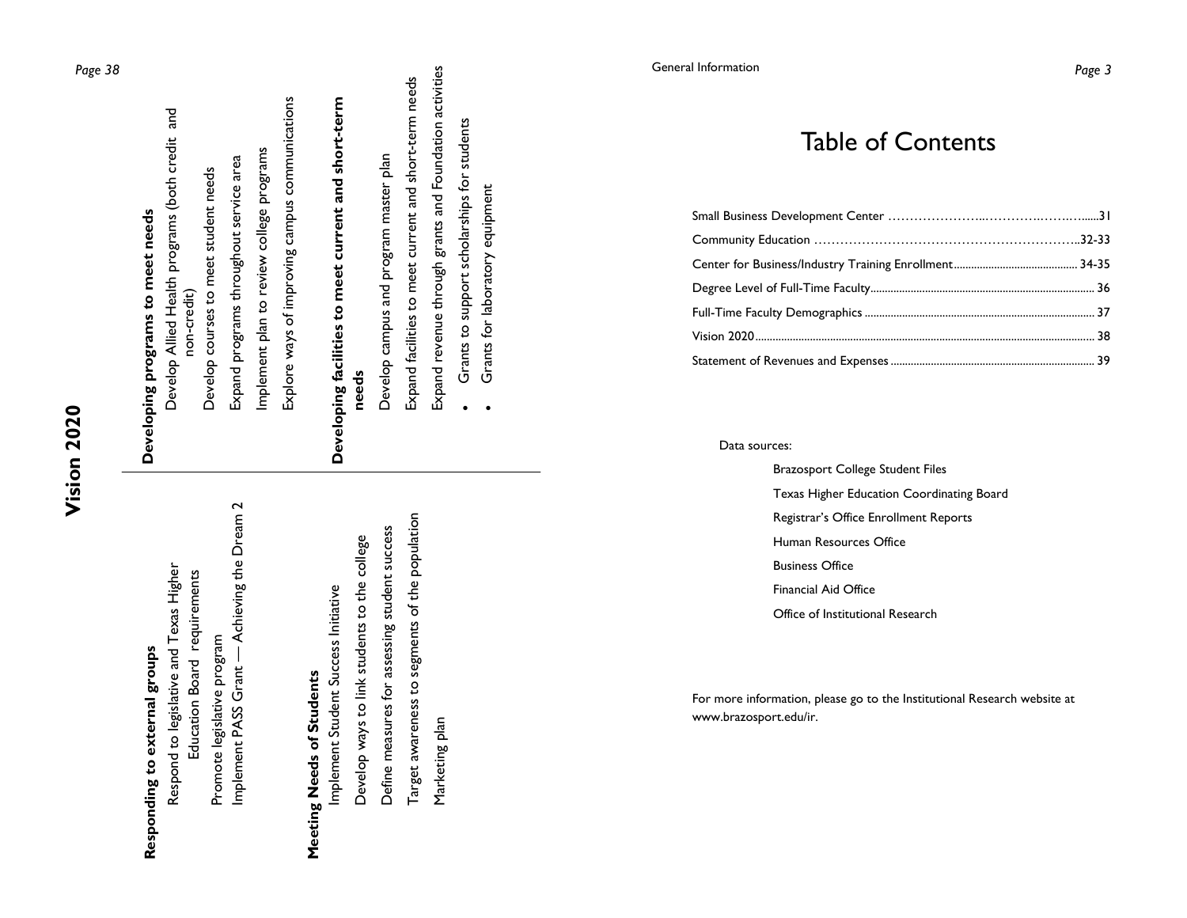# Vision 2020

**Responding to external groups**

- Respond to legislative and Texas Higher Education Board requirements
- Promote legislative program
- Implement PASS Grant — Achieving the Dream 2

**Meeting Needs of Students**

- Implement Student Success Initiative
- Develop ways to link students to the college
- Define measures for assessing student success
- Target awareness to segments of the population
- Marketing plan

**Developing programs to meet needs**

- Develop Allied Health programs (both credit and non-credit)
- Develop courses to meet student needs
- Expand programs throughout service area
- Implement plan to review college programs
- Explore ways of improving campus communications

**Developing facilities to meet current and short-term needs**

- Develop campus and program master plan
- Expand facilities to meet current and short-term needs
- Expand revenue through grants and Foundation activities
    - Grants to support scholarships for students
    - Grants for laboratory equipment

General Information

# Table of Contents

| | |
|---|---|
| Small Business Development Center | 31 |
| Community Education | 32-33 |
| Center for Business/Industry Training Enrollment | 34-35 |
| Degree Level of Full-Time Faculty | 36 |
| Full-Time Faculty Demographics | 37 |
| Vision 2020 | 38 |
| Statement of Revenues and Expenses | 39 |

Data sources:

- Brazosport College Student Files
- Texas Higher Education Coordinating Board
- Registrar's Office Enrollment Reports
- Human Resources Office
- Business Office
- Financial Aid Office
- Office of Institutional Research

For more information, please go to the Institutional Research website at www.brazosport.edu/ir.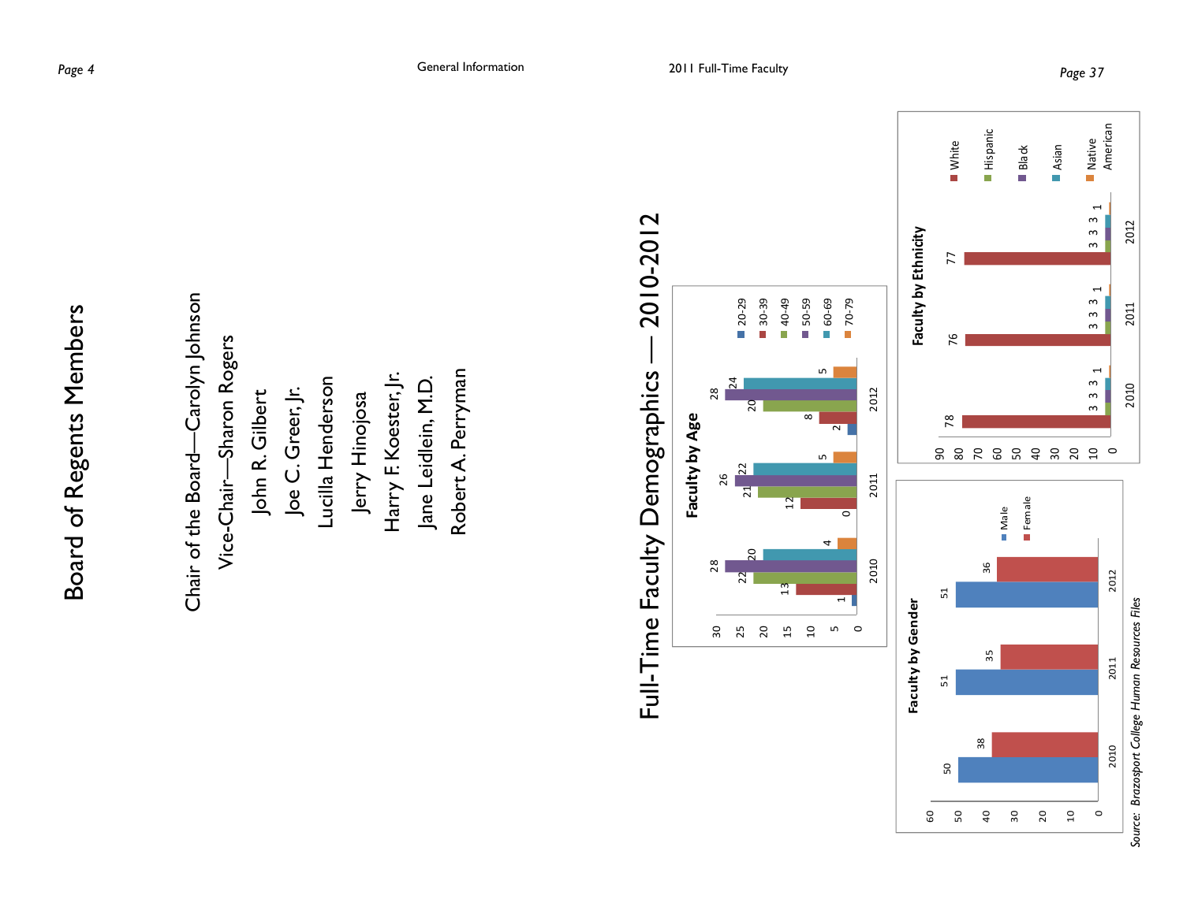# Board of Regents Members

Chair of the Board—Carolyn Johnson

Vice-Chair—Sharon Rogers

John R. Gilbert

Joe C. Greer, Jr.

Lucilla Henderson

Jerry Hinojosa

Harry F. Koester, Jr.

Jane Leidlein, M.D.

Robert A. Perryman

# Full-Time Faculty Demographics — 2010-2012

### Faculty by Age

| Age | 2010 | 2011 | 2012 |
|---|---|---|---|
| 20-29 | 1 | 0 | 2 |
| 30-39 | 13 | 12 | 8 |
| 40-49 | 22 | 21 | 20 |
| 50-59 | 28 | 26 | 28 |
| 60-69 | 20 | 22 | 24 |
| 70-79 | 4 | 5 | 5 |

### Faculty by Gender

| Gender | 2010 | 2011 | 2012 |
|---|---|---|---|
| Male | 50 | 51 | 51 |
| Female | 38 | 35 | 36 |

### Faculty by Ethnicity

| Ethnicity | 2010 | 2011 | 2012 |
|---|---|---|---|
| White | 78 | 76 | 77 |
| Hispanic | 3 | 3 | 3 |
| Black | 3 | 3 | 3 |
| Asian | 3 | 3 | 3 |
| Native American | 1 | 1 | 1 |

*Source: Brazosport College Human Resources Files*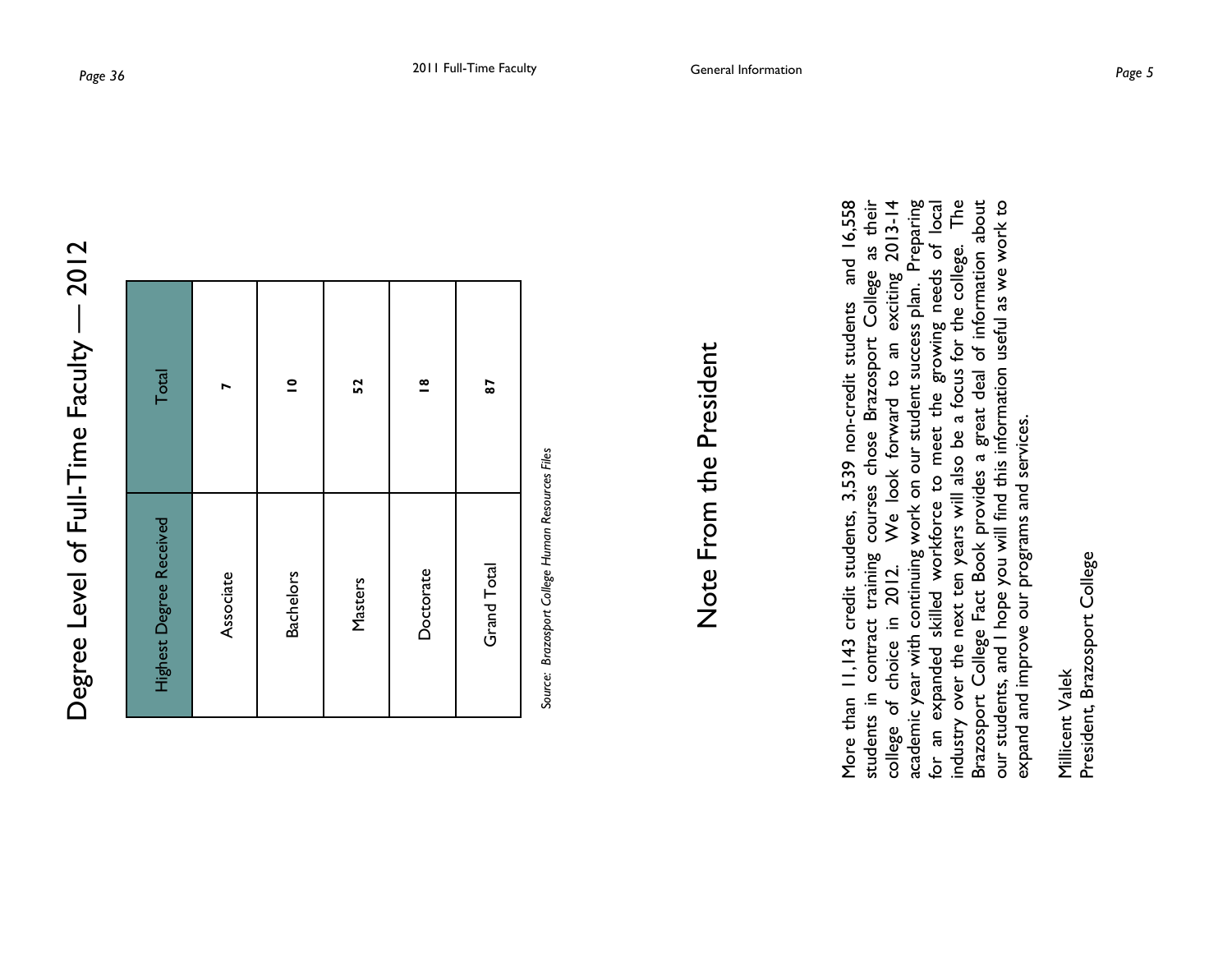# Degree Level of Full-Time Faculty — 2012

| Highest Degree Received | Total |
| --- | --- |
| Associate | **7** |
| Bachelors | **10** |
| Masters | **52** |
| Doctorate | **18** |
| Grand Total | **87** |

*Source: Brazosport College Human Resources Files*

# Note From the President

More than 11,143 credit students, 3,539 non-credit students and 16,558 students in contract training courses chose Brazosport College as their college of choice in 2012. We look forward to an exciting 2013-14 academic year with continuing work on our student success plan. Preparing for an expanded skilled workforce to meet the growing needs of local industry over the next ten years will also be a focus for the college. The Brazosport College Fact Book provides a great deal of information about our students, and I hope you will find this information useful as we work to expand and improve our programs and services.

Millicent Valek
President, Brazosport College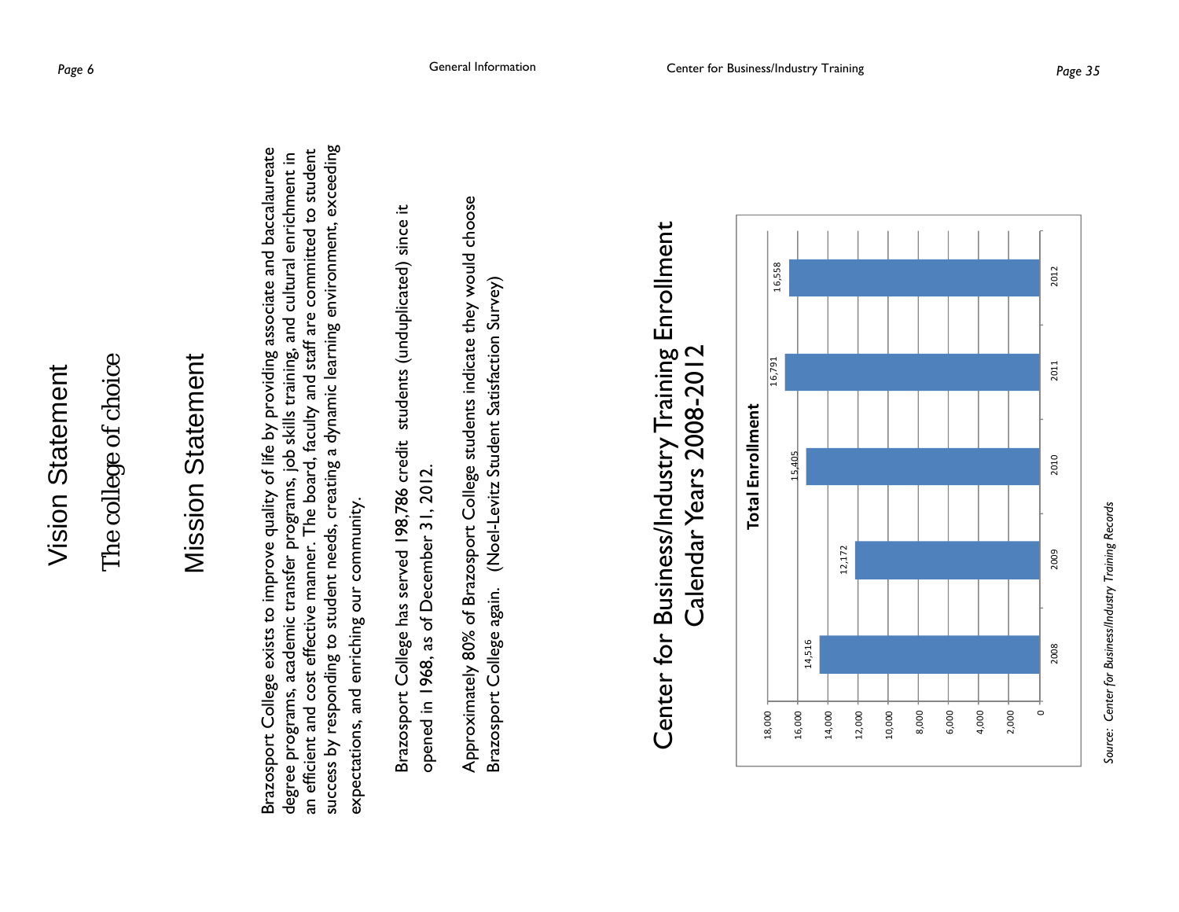# Vision Statement

## The college of choice

# Mission Statement

Brazosport College exists to improve quality of life by providing associate and baccalaureate degree programs, academic transfer programs, job skills training, and cultural enrichment in an efficient and cost effective manner. The board, faculty and staff are committed to student success by responding to student needs, creating a dynamic learning environment, exceeding expectations, and enriching our community.

Brazosport College has served 198,786 credit students (unduplicated) since it opened in 1968, as of December 31, 2012.

Approximately 80% of Brazosport College students indicate they would choose Brazosport College again. (Noel-Levitz Student Satisfaction Survey)

# Center for Business/Industry Training Enrollment Calendar Years 2008-2012

**Total Enrollment**

| Year | Total Enrollment |
|---|---|
| 2008 | 14,516 |
| 2009 | 12,172 |
| 2010 | 15,405 |
| 2011 | 16,791 |
| 2012 | 16,558 |

*Source: Center for Business/Industry Training Records*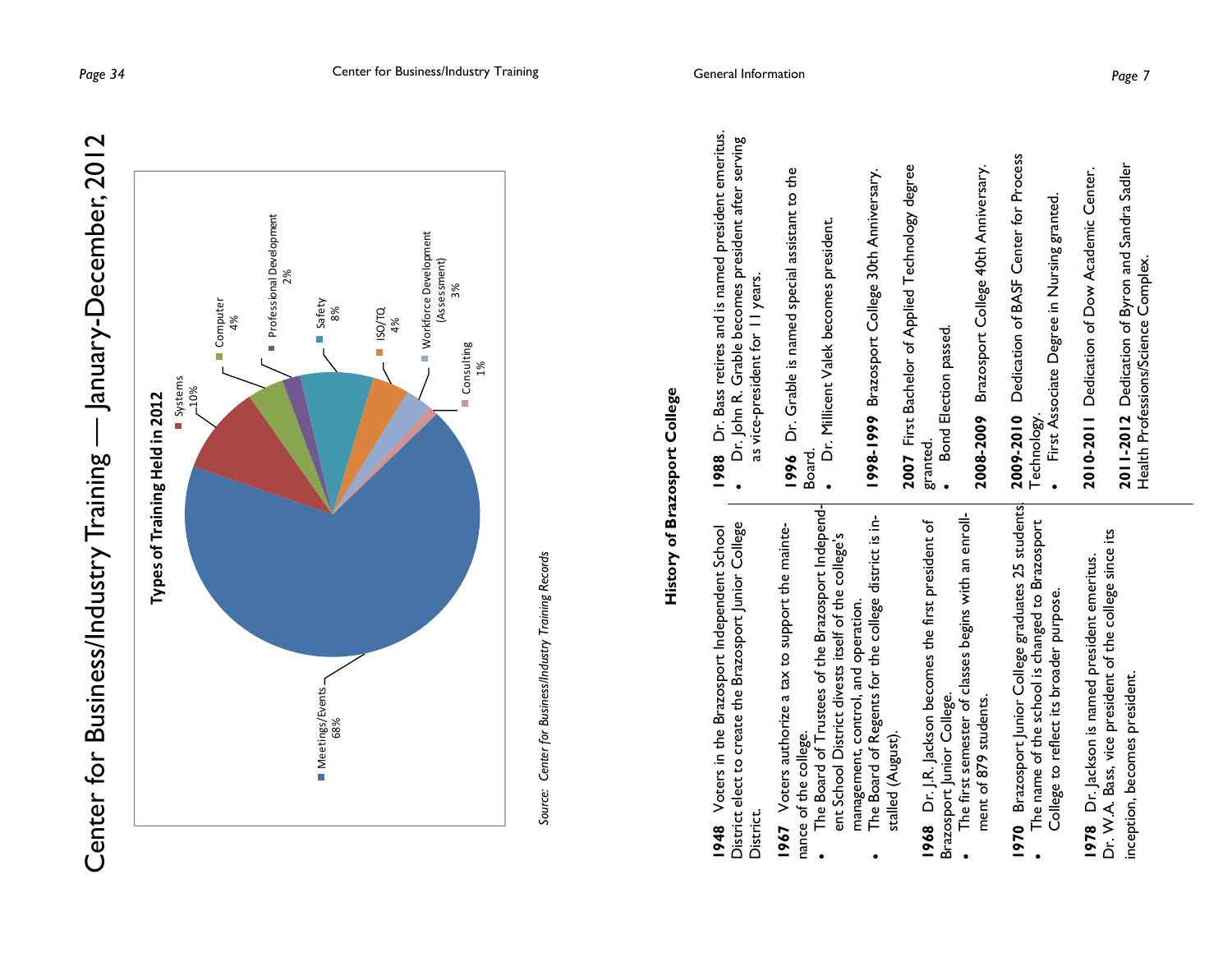# Center for Business/Industry Training — January-December, 2012

**Types of Training Held in 2012**

| Type | Percentage |
|---|---|
| Meetings/Events | 68% |
| Systems | 10% |
| Computer | 4% |
| Professional Development | 2% |
| Safety | 8% |
| ISO/TQ | 4% |
| Workforce Development (Assessment) | 3% |
| Consulting | 1% |

*Source: Center for Business/Industry Training Records*

## History of Brazosport College

**1948** Voters in the Brazosport Independent School District elect to create the Brazosport Junior College District.

**1967** Voters authorize a tax to support the maintenance of the college.

- The Board of Trustees of the Brazosport Independent School District divests itself of the college's management, control, and operation.
- The Board of Regents for the college district is installed (August).

**1968** Dr. J.R. Jackson becomes the first president of Brazosport Junior College.

- The first semester of classes begins with an enrollment of 879 students.

**1970** Brazosport Junior College graduates 25 students.

- The name of the school is changed to Brazosport College to reflect its broader purpose.

**1978** Dr. Jackson is named president emeritus. Dr. W.A. Bass, vice president of the college since its inception, becomes president.

**1988** Dr. Bass retires and is named president emeritus.

- Dr. John R. Grable becomes president after serving as vice-president for 11 years.

**1996** Dr. Grable is named special assistant to the Board.

- Dr. Millicent Valek becomes president.

**1998-1999** Brazosport College 30th Anniversary.

**2007** First Bachelor of Applied Technology degree granted.

- Bond Election passed.

**2008-2009** Brazosport College 40th Anniversary.

**2009-2010** Dedication of BASF Center for Process Technology.

- First Associate Degree in Nursing granted.

**2010-2011** Dedication of Dow Academic Center.

**2011-2012** Dedication of Byron and Sandra Sadler Health Professions/Science Complex.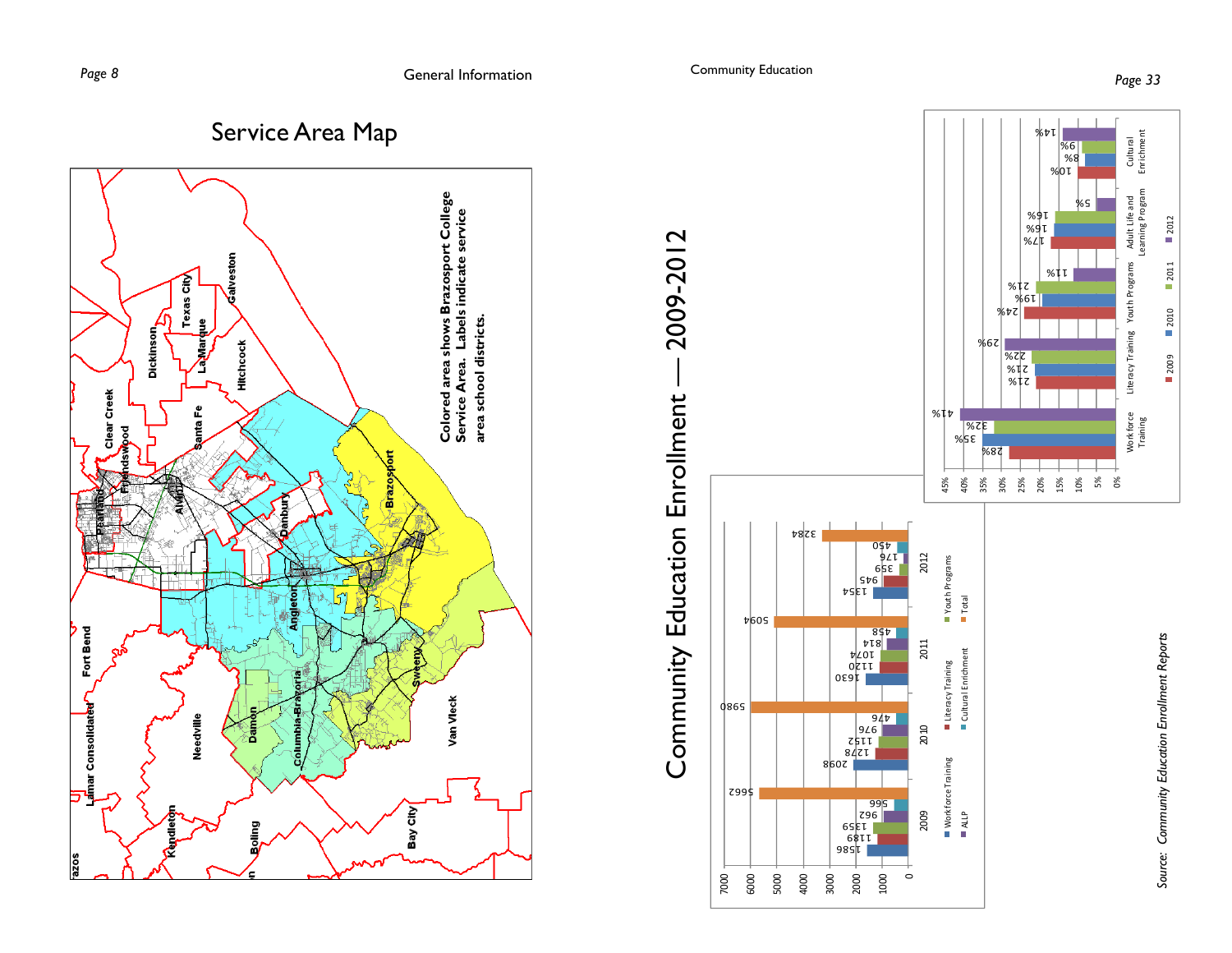# Service Area Map

Colored area shows Brazosport College Service Area. Labels indicate service area school districts.

Fort Bend, Lamar Consolidated, Needville, Kendleton, Boling, Bay City, Van Vleck, Damon, Columbia-Brazoria, Sweeny, Angleton, Danbury, Brazosport, Alvin, Pearland, Friendswood, Clear Creek, Dickinson, Santa Fe, Texas City, La Marque, Hitchcock, Galveston

# Community Education Enrollment — 2009-2012

| | Workforce Training | Literacy Training | Youth Programs | ALLP | Cultural Enrichment | Total |
|---|---|---|---|---|---|---|
| 2009 | 1586 | 1189 | 1359 | 962 | 566 | 5662 |
| 2010 | 2098 | 1278 | 1152 | 976 | 476 | 5980 |
| 2011 | 1630 | 1120 | 1074 | 814 | 458 | 5094 |
| 2012 | 1354 | 945 | 359 | 176 | 450 | 3284 |

| | Workforce Training | Literacy Training | Youth Programs | Adult Life and Learning Program | Cultural Enrichment |
|---|---|---|---|---|---|
| 2009 | 28% | 21% | 24% | 17% | 10% |
| 2010 | 35% | 21% | 19% | 16% | 8% |
| 2011 | 32% | 22% | 21% | 16% | 9% |
| 2012 | 41% | 29% | 11% | 5% | 14% |

*Source: Community Education Enrollment Reports*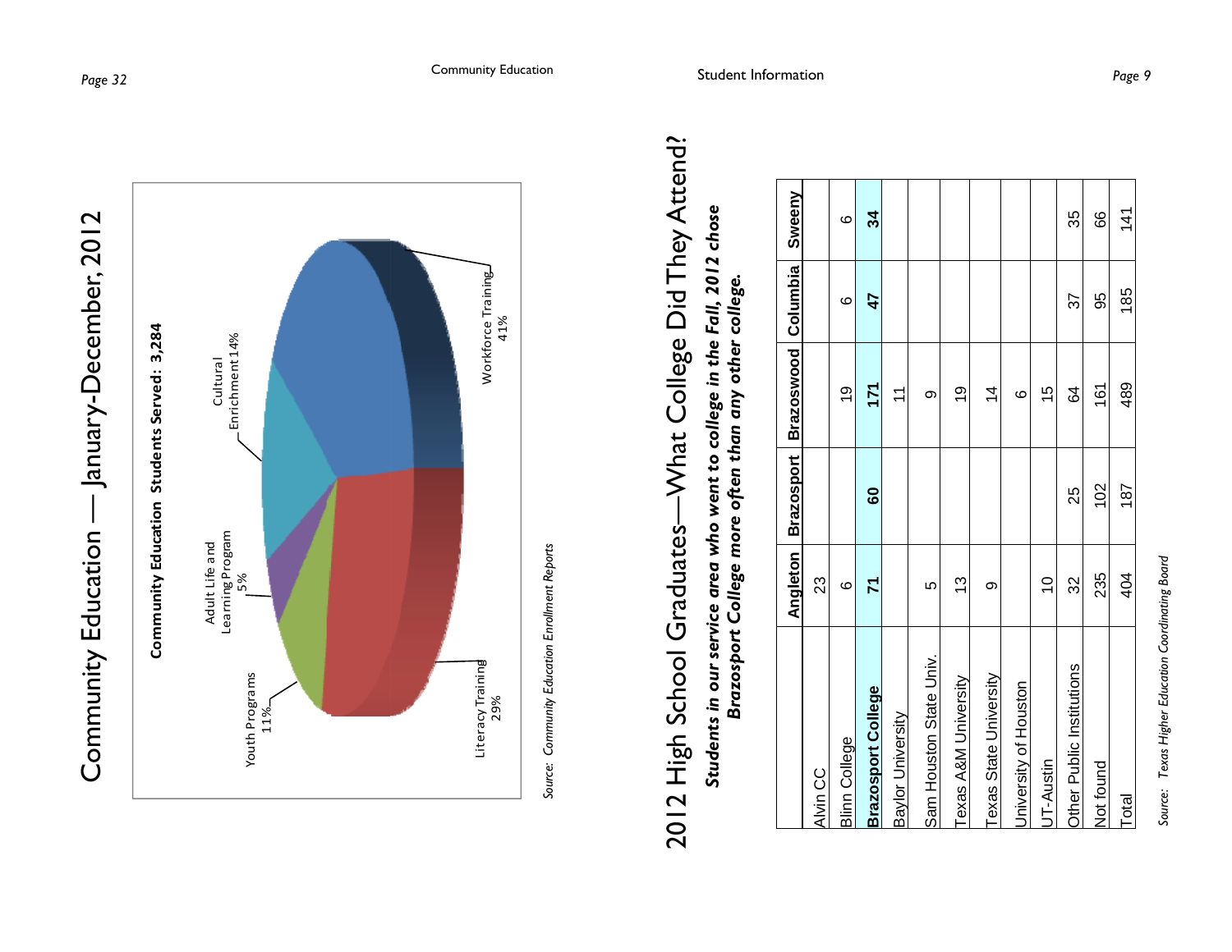# Community Education — January-December, 2012

**Community Education Students Served: 3,284**

- Workforce Training 41%
- Literacy Training 29%
- Cultural Enrichment 14%
- Youth Programs 11%
- Adult Life and Learning Program 5%

*Source: Community Education Enrollment Reports*

# 2012 High School Graduates—What College Did They Attend?

***Students in our service area who went to college in the Fall, 2012 chose Brazosport College more often than any other college.***

| | Angleton | Brazosport | Brazoswood | Columbia | Sweeny |
|---|---|---|---|---|---|
| Alvin CC | 23 | | | | |
| Blinn College | 6 | | 19 | 6 | 6 |
| **Brazosport College** | **71** | **60** | **171** | **47** | **34** |
| Baylor University | | | 11 | | |
| Sam Houston State Univ. | 5 | | 9 | | |
| Texas A&M University | 13 | | 19 | | |
| Texas State University | 9 | | 14 | | |
| University of Houston | | | 6 | | |
| UT-Austin | 10 | | 15 | | |
| Other Public Institutions | 32 | 25 | 64 | 37 | 35 |
| Not found | 235 | 102 | 161 | 95 | 66 |
| Total | 404 | 187 | 489 | 185 | 141 |

*Source: Texas Higher Education Coordinating Board*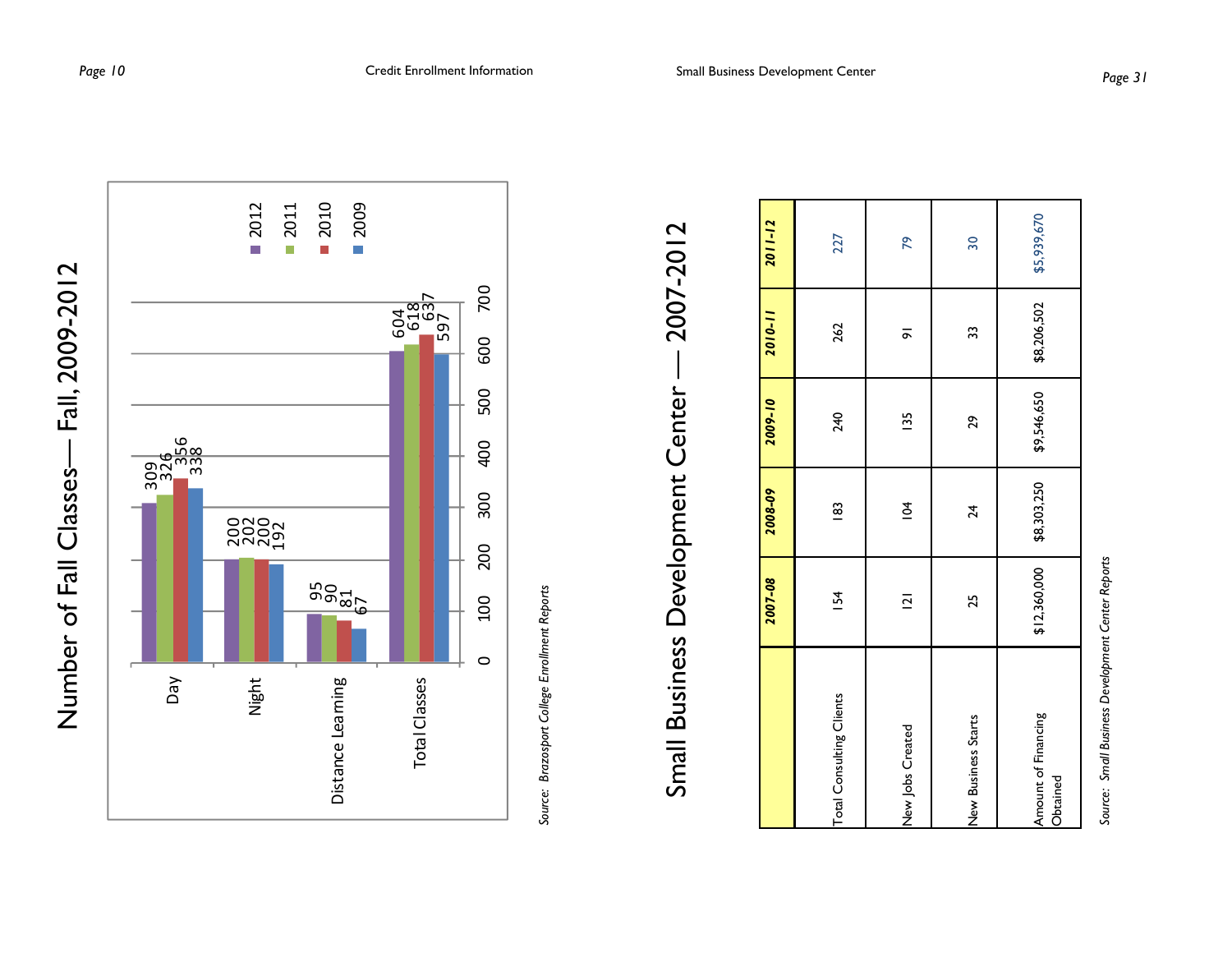# Number of Fall Classes— Fall, 2009-2012

| | 2012 | 2011 | 2010 | 2009 |
|---|---|---|---|---|
| Day | 309 | 326 | 356 | 338 |
| Night | 200 | 202 | 200 | 192 |
| Distance Learning | 95 | 90 | 81 | 67 |
| Total Classes | 604 | 618 | 637 | 597 |

*Source: Brazosport College Enrollment Reports*

# Small Business Development Center — 2007-2012

| | 2007-08 | 2008-09 | 2009-10 | 2010-11 | 2011-12 |
|---|---|---|---|---|---|
| Total Consulting Clients | 154 | 183 | 240 | 262 | 227 |
| New Jobs Created | 121 | 104 | 135 | 91 | 79 |
| New Business Starts | 25 | 24 | 29 | 33 | 30 |
| Amount of Financing Obtained | $12,360,000 | $8,303,250 | $9,546,650 | $8,206,502 | $5,939,670 |

*Source: Small Business Development Center Reports*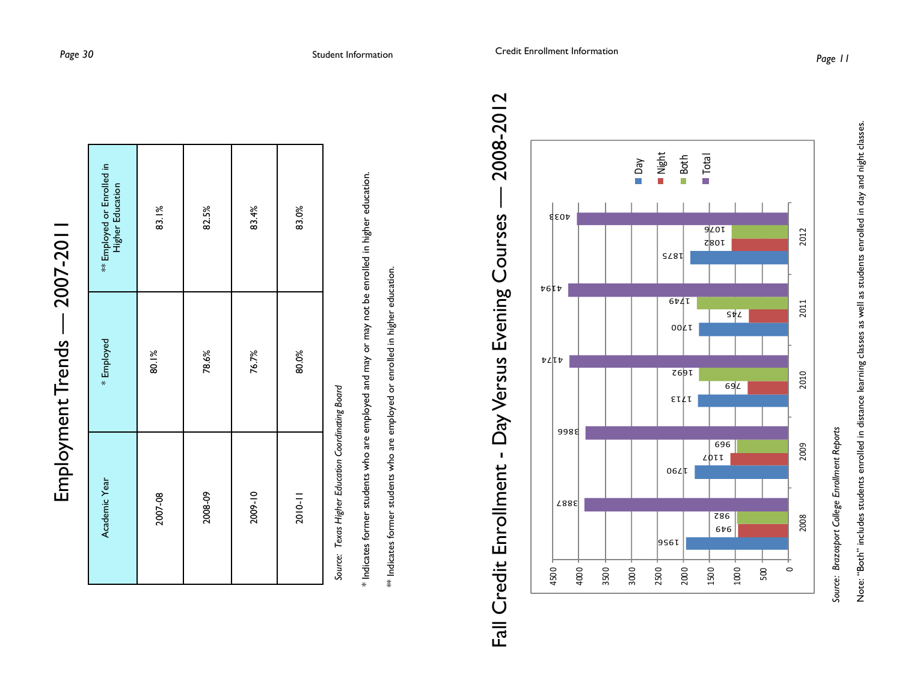# Employment Trends — 2007-2011

| Academic Year | * Employed | ** Employed or Enrolled in Higher Education |
|---|---|---|
| 2007-08 | 80.1% | 83.1% |
| 2008-09 | 78.6% | 82.5% |
| 2009-10 | 76.7% | 83.4% |
| 2010-11 | 80.0% | 83.0% |

*Source: Texas Higher Education Coordinating Board*

\* Indicates former students who are employed and may or may not be enrolled in higher education.

** Indicates former students who are employed or enrolled in higher education.

# Fall Credit Enrollment - Day Versus Evening Courses — 2008-2012

| Year | Day | Night | Both | Total |
|---|---|---|---|---|
| 2008 | 1956 | 949 | 982 | 3887 |
| 2009 | 1790 | 1107 | 969 | 3866 |
| 2010 | 1713 | 769 | 1692 | 4174 |
| 2011 | 1700 | 745 | 1749 | 4194 |
| 2012 | 1875 | 1082 | 1076 | 4038 |

*Source: Brazosport College Enrollment Reports*

Note: "Both" includes students enrolled in distance learning classes as well as students enrolled in day and night classes.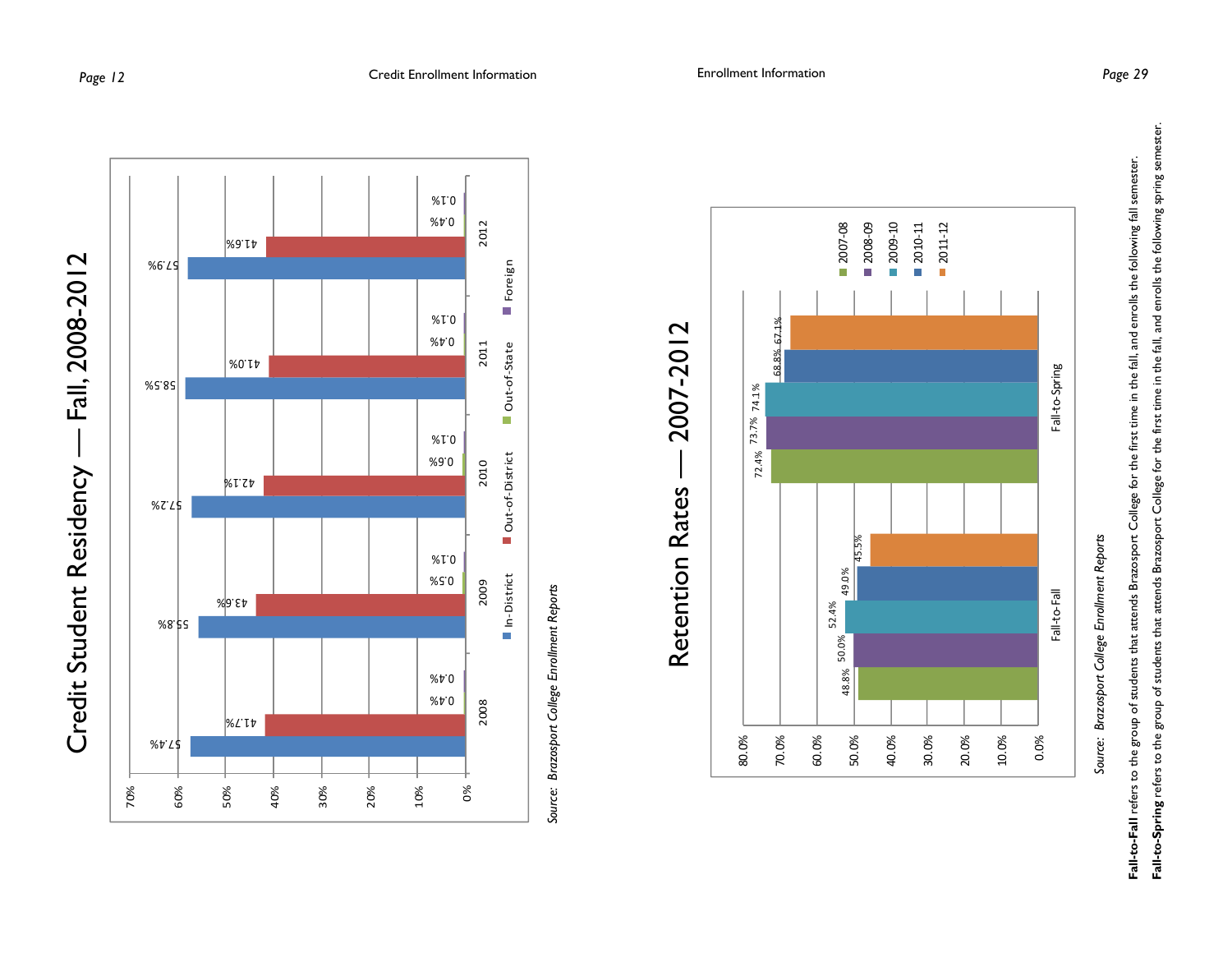# Credit Student Residency — Fall, 2008-2012

| Year | In-District | Out-of-District | Out-of-State | Foreign |
|---|---|---|---|---|
| 2008 | 57.4% | 41.7% | 0.4% | 0.4% |
| 2009 | 55.8% | 43.6% | 0.5% | 0.1% |
| 2010 | 57.2% | 42.1% | 0.6% | 0.1% |
| 2011 | 58.5% | 41.0% | 0.4% | 0.1% |
| 2012 | 57.9% | 41.6% | 0.4% | 0.1% |

*Source: Brazosport College Enrollment Reports*

# Retention Rates — 2007-2012

| | 2007-08 | 2008-09 | 2009-10 | 2010-11 | 2011-12 |
|---|---|---|---|---|---|
| Fall-to-Fall | 48.8% | 50.0% | 52.4% | 49.0% | 45.5% |
| Fall-to-Spring | 72.4% | 73.7% | 74.1% | 68.8% | 67.1% |

*Source: Brazosport College Enrollment Reports*

**Fall-to-Fall** refers to the group of students that attends Brazosport College for the first time in the fall, and enrolls the following fall semester.

**Fall-to-Spring** refers to the group of students that attends Brazosport College for the first time in the fall, and enrolls the following spring semester.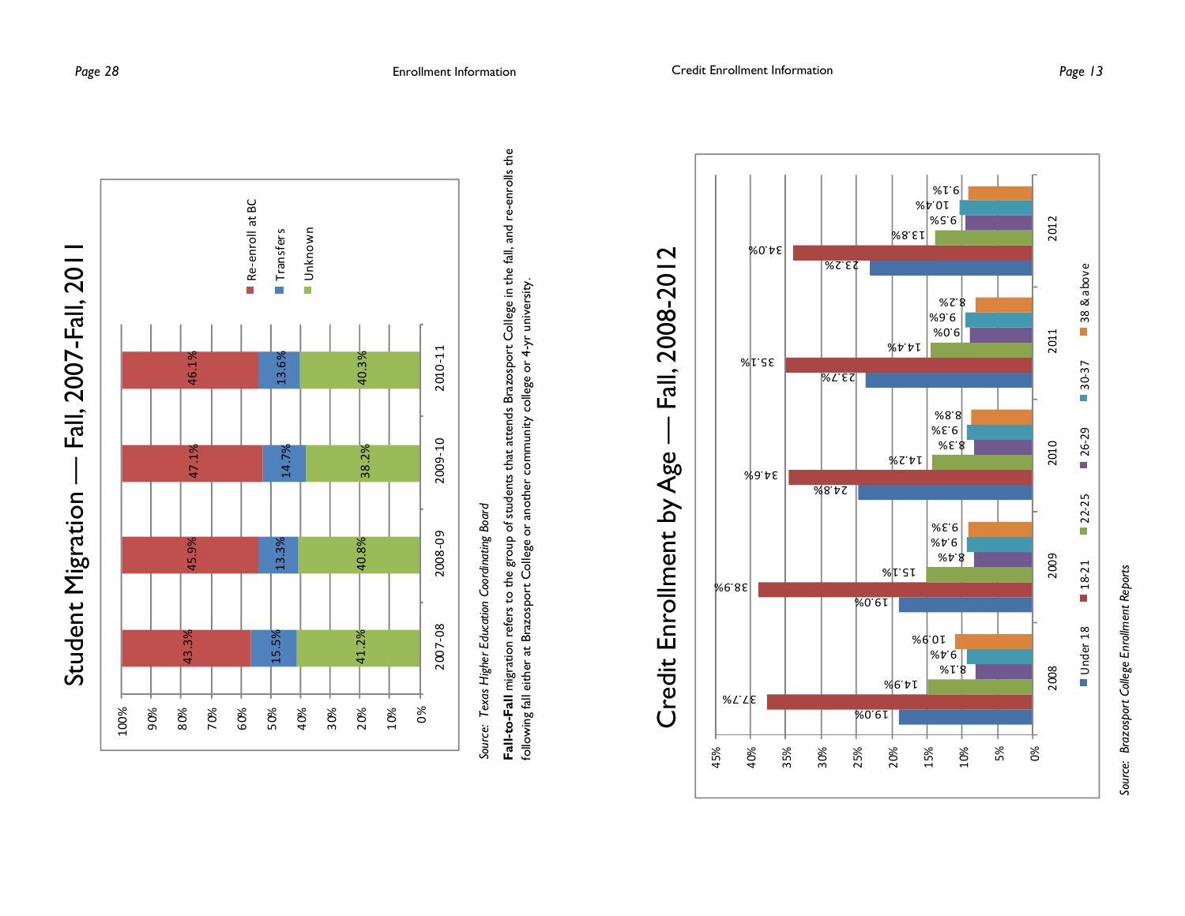# Student Migration — Fall, 2007-Fall, 2011

| Year | Re-enroll at BC | Transfers | Unknown |
|---|---|---|---|
| 2007-08 | 43.3% | 15.5% | 41.2% |
| 2008-09 | 45.9% | 13.3% | 40.8% |
| 2009-10 | 47.1% | 14.7% | 38.2% |
| 2010-11 | 46.1% | 13.6% | 40.3% |

*Source: Texas Higher Education Coordinating Board*

**Fall-to-Fall** migration refers to the group of students that attends Brazosport College in the fall, and re-enrolls the following fall either at Brazosport College or another community college or 4-yr university.

# Credit Enrollment by Age — Fall, 2008-2012

| Year | Under 18 | 18-21 | 22-25 | 26-29 | 30-37 | 38 & above |
|---|---|---|---|---|---|---|
| 2008 | 19.0% | 37.7% | 14.9% | 8.1% | 9.4% | 10.9% |
| 2009 | 19.0% | 38.9% | 15.1% | 8.4% | 9.4% | 9.3% |
| 2010 | 24.8% | 34.6% | 14.2% | 8.3% | 9.3% | 8.8% |
| 2011 | 23.7% | 35.1% | 14.4% | 9.0% | 9.6% | 8.2% |
| 2012 | 23.2% | 34.0% | 13.8% | 9.5% | 10.4% | 9.1% |

*Source: Brazosport College Enrollment Reports*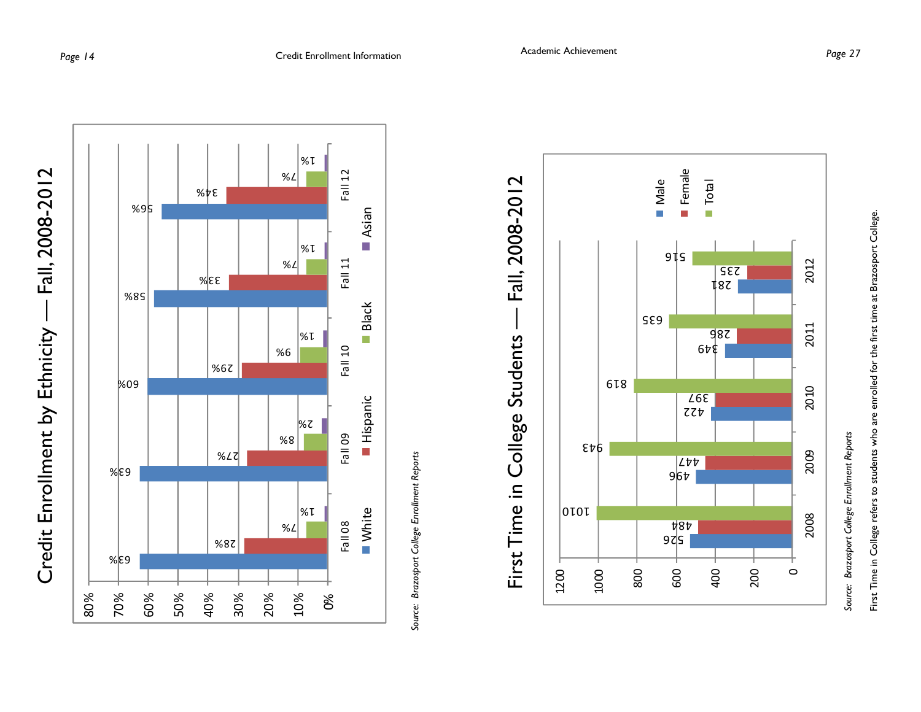## Credit Enrollment by Ethnicity — Fall, 2008-2012

| | White | Hispanic | Black | Asian |
|---|---|---|---|---|
| Fall 08 | 63% | 28% | 7% | 1% |
| Fall 09 | 63% | 27% | 8% | 2% |
| Fall 10 | 60% | 29% | 9% | 1% |
| Fall 11 | 58% | 33% | 7% | 1% |
| Fall 12 | 56% | 34% | 7% | 1% |

*Source: Brazosport College Enrollment Reports*

## First Time in College Students — Fall, 2008-2012

| | Male | Female | Total |
|---|---|---|---|
| 2008 | 526 | 484 | 1010 |
| 2009 | 496 | 447 | 943 |
| 2010 | 422 | 397 | 819 |
| 2011 | 349 | 286 | 635 |
| 2012 | 281 | 235 | 516 |

*Source: Brazosport College Enrollment Reports*

First Time in College refers to students who are enrolled for the first time at Brazosport College.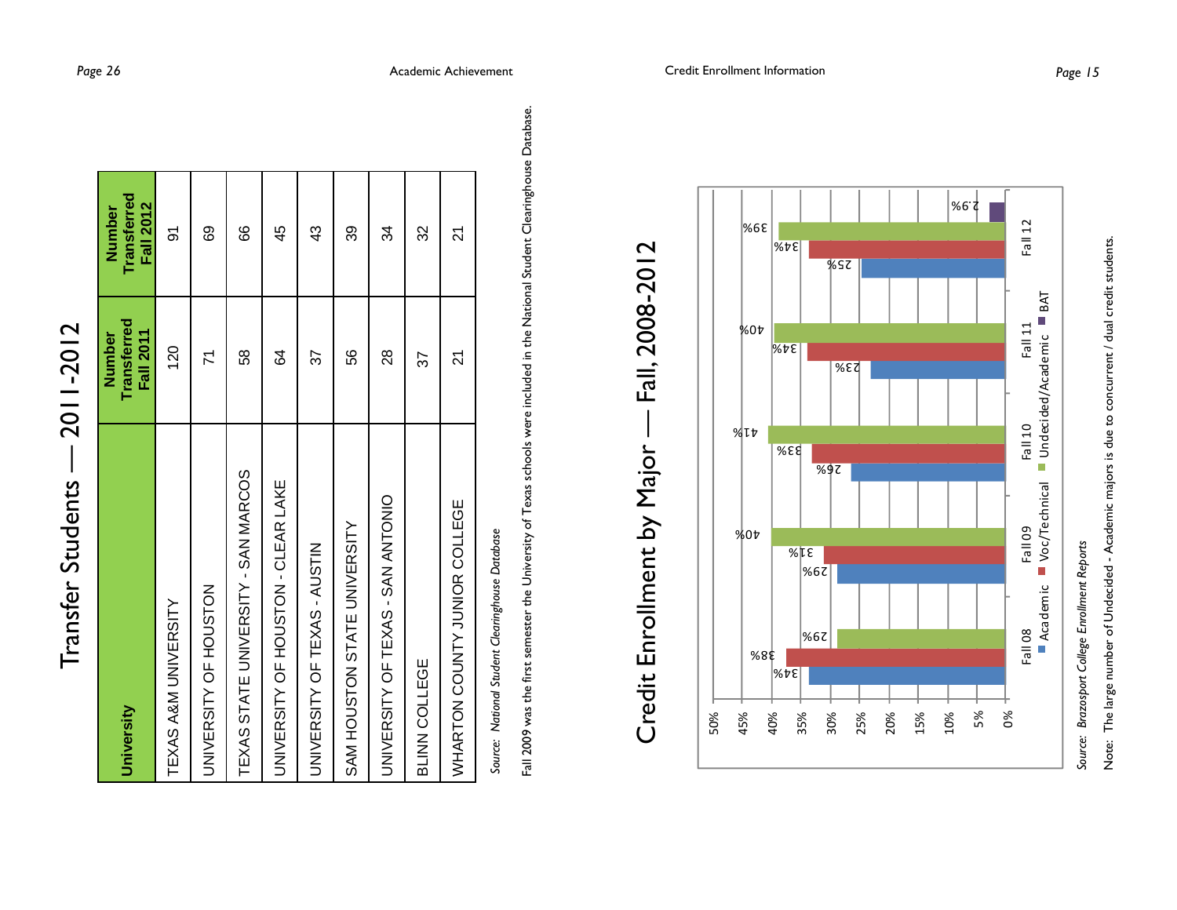# Transfer Students — 2011-2012

| University | Number Transferred Fall 2011 | Number Transferred Fall 2012 |
|---|---|---|
| TEXAS A&M UNIVERSITY | 120 | 91 |
| UNIVERSITY OF HOUSTON | 71 | 69 |
| TEXAS STATE UNIVERSITY - SAN MARCOS | 58 | 66 |
| UNIVERSITY OF HOUSTON - CLEAR LAKE | 64 | 45 |
| UNIVERSITY OF TEXAS - AUSTIN | 37 | 43 |
| SAM HOUSTON STATE UNIVERSITY | 56 | 39 |
| UNIVERSITY OF TEXAS - SAN ANTONIO | 28 | 34 |
| BLINN COLLEGE | 37 | 32 |
| WHARTON COUNTY JUNIOR COLLEGE | 21 | 21 |

*Source: National Student Clearinghouse Database*

Fall 2009 was the first semester the University of Texas schools were included in the National Student Clearinghouse Database.

# Credit Enrollment by Major — Fall, 2008-2012

| | Academic | Voc/Technical | Undecided/Academic | BAT |
|---|---|---|---|---|
| Fall 08 | 34% | 38% | 29% | |
| Fall 09 | 29% | 31% | 40% | |
| Fall 10 | 26% | 33% | 41% | |
| Fall 11 | 23% | 34% | 40% | |
| Fall 12 | 25% | 34% | 39% | 2.9% |

*Source: Brazosport College Enrollment Reports*

Note: The large number of Undecided - Academic majors is due to concurrent / dual credit students.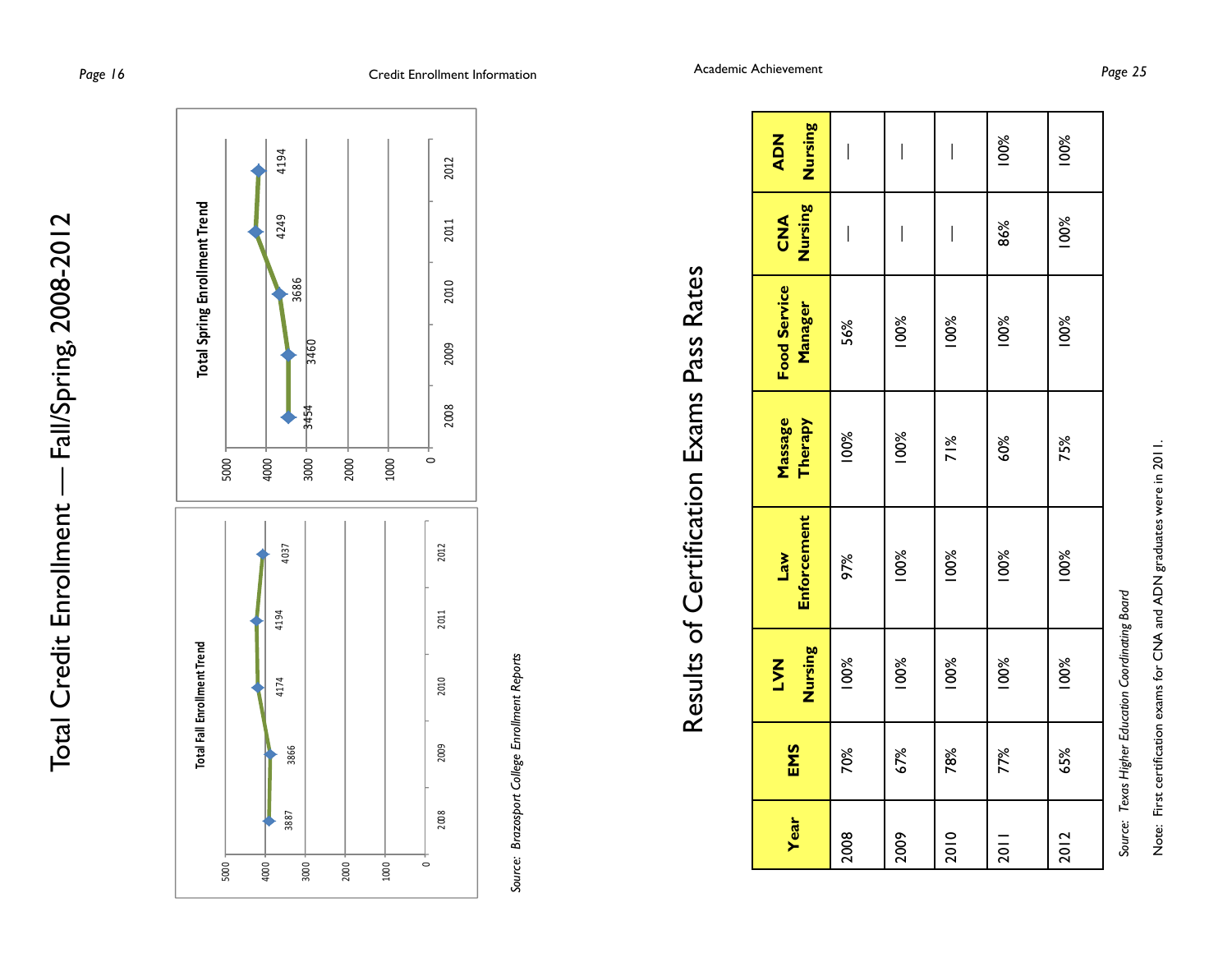# Total Credit Enrollment — Fall/Spring, 2008-2012

**Total Fall Enrollment Trend**

| Year | Enrollment |
|---|---|
| 2008 | 3887 |
| 2009 | 3866 |
| 2010 | 4174 |
| 2011 | 4194 |
| 2012 | 4037 |

**Total Spring Enrollment Trend**

| Year | Enrollment |
|---|---|
| 2008 | 3454 |
| 2009 | 3460 |
| 2010 | 3686 |
| 2011 | 4249 |
| 2012 | 4194 |

*Source: Brazosport College Enrollment Reports*

# Results of Certification Exams Pass Rates

| Year | EMS | LVN Nursing | Law Enforcement | Massage Therapy | Food Service Manager | CNA Nursing | ADN Nursing |
|---|---|---|---|---|---|---|---|
| 2008 | 70% | 100% | 97% | 100% | 56% | — | — |
| 2009 | 67% | 100% | 100% | 100% | 100% | — | — |
| 2010 | 78% | 100% | 100% | 71% | 100% | — | — |
| 2011 | 77% | 100% | 100% | 60% | 100% | 86% | 100% |
| 2012 | 65% | 100% | 100% | 75% | 100% | 100% | 100% |

*Source: Texas Higher Education Coordinating Board*

Note: First certification exams for CNA and ADN graduates were in 2011.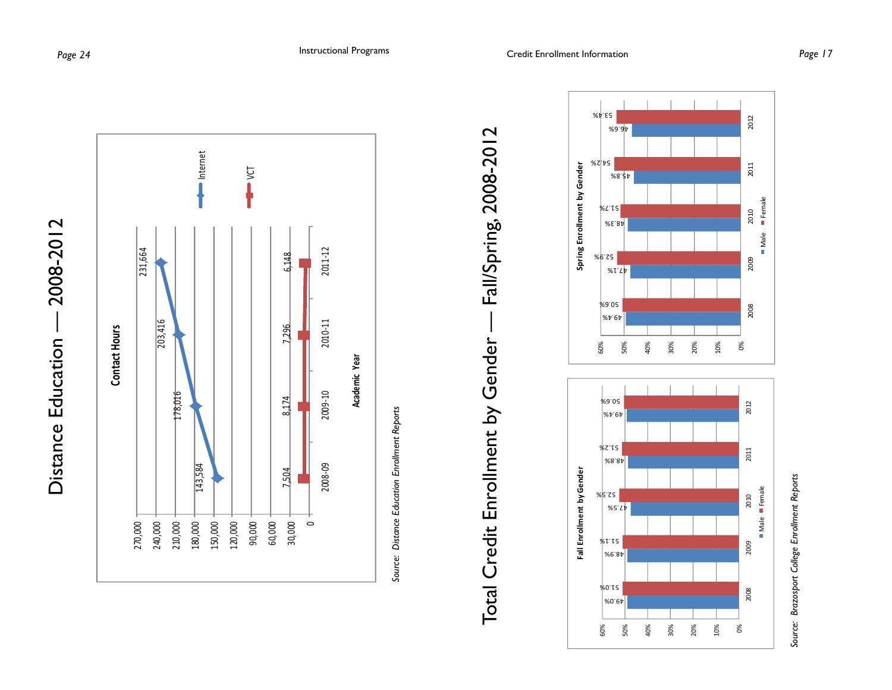# Distance Education — 2008-2012

**Contact Hours**

| Academic Year | Internet | VCT |
|---|---|---|
| 2008-09 | 143,584 | 7,504 |
| 2009-10 | 178,016 | 8,174 |
| 2010-11 | 203,416 | 7,296 |
| 2011-12 | 231,664 | 6,148 |

*Source: Distance Education Enrollment Reports*

# Total Credit Enrollment by Gender — Fall/Spring, 2008-2012

**Fall Enrollment by Gender**

| Year | Male | Female |
|---|---|---|
| 2008 | 49.0% | 51.0% |
| 2009 | 48.9% | 51.1% |
| 2010 | 47.5% | 52.5% |
| 2011 | 48.8% | 51.2% |
| 2012 | 49.4% | 50.6% |

**Spring Enrollment by Gender**

| Year | Male | Female |
|---|---|---|
| 2008 | 49.4% | 50.6% |
| 2009 | 47.1% | 52.9% |
| 2010 | 48.3% | 51.7% |
| 2011 | 45.8% | 54.2% |
| 2012 | 46.6% | 53.4% |

*Source: Brazosport College Enrollment Reports*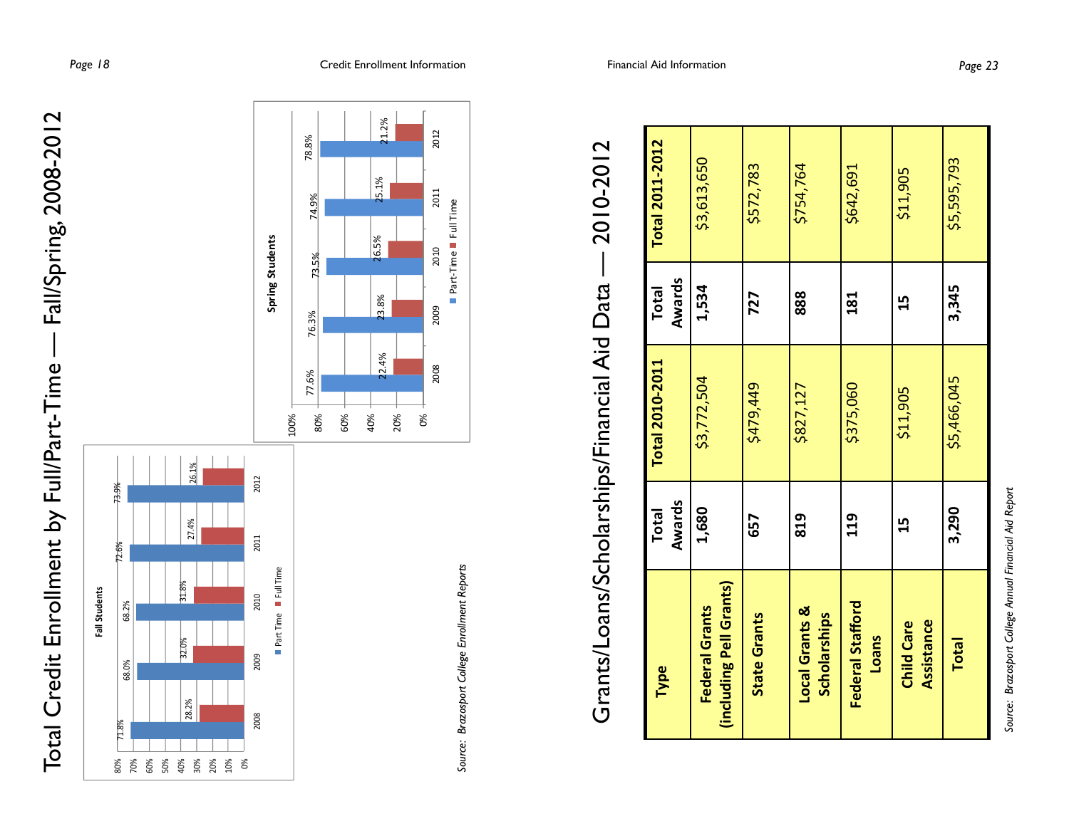# Total Credit Enrollment by Full/Part-Time — Fall/Spring, 2008-2012

**Fall Students**

| Year | Part Time | Full Time |
|---|---|---|
| 2008 | 71.8% | 28.2% |
| 2009 | 68.0% | 32.0% |
| 2010 | 68.2% | 31.8% |
| 2011 | 72.6% | 27.4% |
| 2012 | 73.9% | 26.1% |

**Spring Students**

| Year | Part-Time | Full Time |
|---|---|---|
| 2008 | 77.6% | 22.4% |
| 2009 | 76.3% | 23.8% |
| 2010 | 73.5% | 26.5% |
| 2011 | 74.9% | 25.1% |
| 2012 | 78.8% | 21.2% |

*Source: Brazosport College Enrollment Reports*

# Grants/Loans/Scholarships/Financial Aid Data — 2010-2012

| Type | Total Awards | Total 2010-2011 | Total Awards | Total 2011-2012 |
|---|---|---|---|---|
| **Federal Grants (including Pell Grants)** | **1,680** | $3,772,504 | **1,534** | $3,613,650 |
| **State Grants** | **657** | $479,449 | **727** | $572,783 |
| **Local Grants & Scholarships** | **819** | $827,127 | **888** | $754,764 |
| **Federal Stafford Loans** | **119** | $375,060 | **181** | $642,691 |
| **Child Care Assistance** | **15** | $11,905 | **15** | $11,905 |
| **Total** | **3,290** | $5,466,045 | **3,345** | $5,595,793 |

*Source: Brazosport College Annual Financial Aid Report*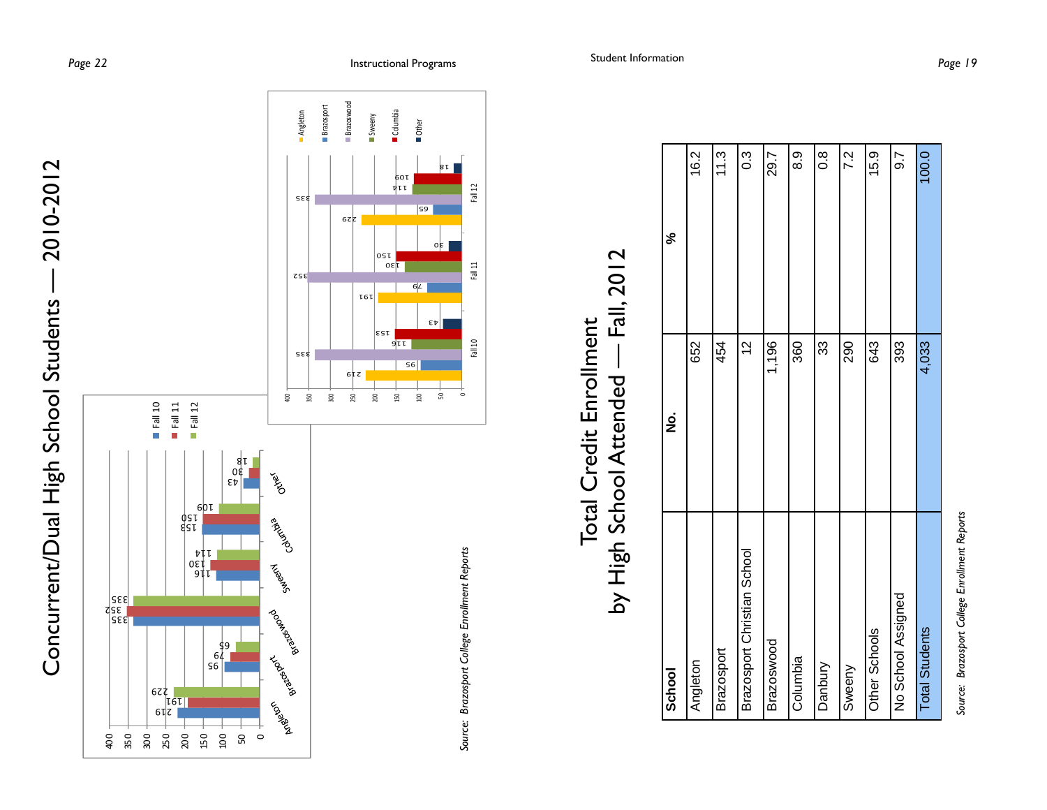# Concurrent/Dual High School Students — 2010-2012

| School | Fall 10 | Fall 11 | Fall 12 |
|---|---|---|---|
| Angleton | 219 | 191 | 229 |
| Brazosport | 95 | 79 | 65 |
| Brazoswood | 335 | 352 | 335 |
| Sweeny | 116 | 130 | 114 |
| Columbia | 153 | 150 | 109 |
| Other | 43 | 30 | 18 |

*Source: Brazosport College Enrollment Reports*

# Total Credit Enrollment by High School Attended — Fall, 2012

| School | No. | % |
|---|---|---|
| Angleton | 652 | 16.2 |
| Brazosport | 454 | 11.3 |
| Brazosport Christian School | 12 | 0.3 |
| Brazoswood | 1,196 | 29.7 |
| Columbia | 360 | 8.9 |
| Danbury | 33 | 0.8 |
| Sweeny | 290 | 7.2 |
| Other Schools | 643 | 15.9 |
| No School Assigned | 393 | 9.7 |
| Total Students | 4,033 | 100.0 |

*Source: Brazosport College Enrollment Reports*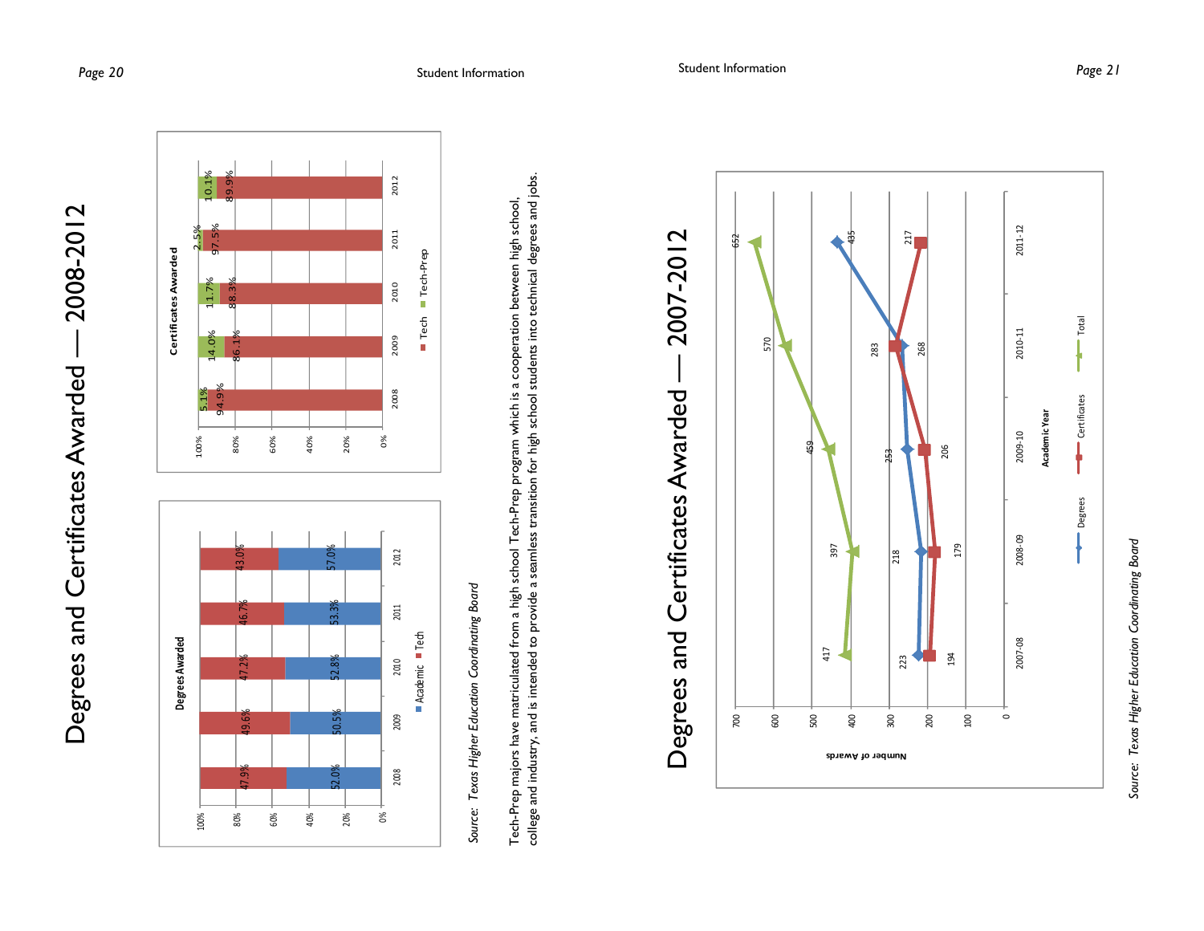# Degrees and Certificates Awarded — 2008-2012

Degrees Awarded

100%
80%
60%
40%
20%
0%

2008: 52.0% / 47.9%
2009: 50.5% / 49.6%
2010: 52.8% / 47.2%
2011: 53.3% / 46.7%
2012: 57.0% / 43.0%

Academic ■ Tech

Certificates Awarded

100%
80%
60%
40%
20%
0%

2008: 5.1% / 94.9%
2009: 14.0% / 86.1%
2010: 11.7% / 88.3%
2011: 2.5% / 97.5%
2012: 10.1% / 89.9%

Tech ■ Tech-Prep

*Source: Texas Higher Education Coordinating Board*

Tech-Prep majors have matriculated from a high school Tech-Prep program which is a cooperation between high school, college and industry, and is intended to provide a seamless transition for high school students into technical degrees and jobs.

# Degrees and Certificates Awarded — 2007-2012

Number of Awards

700
600
500
400
300
200
100
0

Academic Year

2007-08: 417, 223, 194
2008-09: 397, 218, 179
2009-10: 459, 253, 206
2010-11: 570, 268, 283
2011-12: 652, 435, 217

Degrees
Certificates
Total

*Source: Texas Higher Education Coordinating Board*